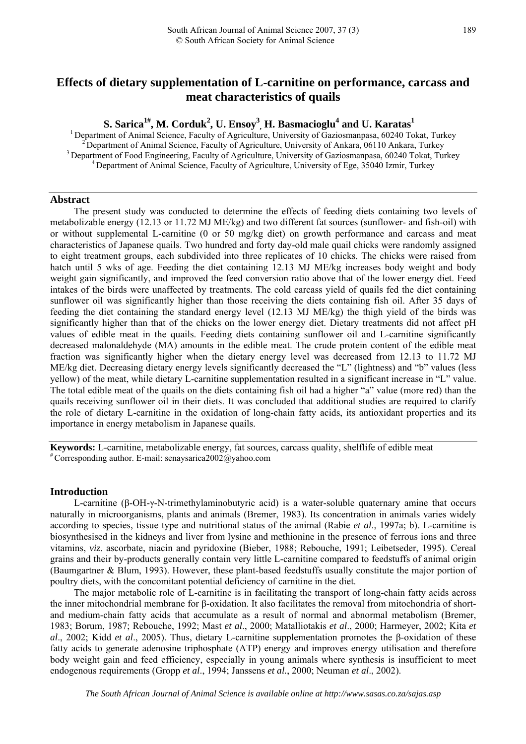# Effects of dietary supplementation of L-carnitine on performance, carcass and meat characteristics of quails

**S. Sarica[1#], M. Corduk[2], U. Ensoy[3], H. Basmacioglu[4] and U. Karatas[1]**

[1] Department of Animal Science, Faculty of Agriculture, University of Gaziosmanpasa, 60240 Tokat, Turkey
[2] Department of Animal Science, Faculty of Agriculture, University of Ankara, 06110 Ankara, Turkey
[3] Department of Food Engineering, Faculty of Agriculture, University of Gaziosmanpasa, 60240 Tokat, Turkey
[4] Department of Animal Science, Faculty of Agriculture, University of Ege, 35040 Izmir, Turkey

## Abstract

The present study was conducted to determine the effects of feeding diets containing two levels of metabolizable energy (12.13 or 11.72 MJ ME/kg) and two different fat sources (sunflower- and fish-oil) with or without supplemental L-carnitine (0 or 50 mg/kg diet) on growth performance and carcass and meat characteristics of Japanese quails. Two hundred and forty day-old male quail chicks were randomly assigned to eight treatment groups, each subdivided into three replicates of 10 chicks. The chicks were raised from hatch until 5 wks of age. Feeding the diet containing 12.13 MJ ME/kg increases body weight and body weight gain significantly, and improved the feed conversion ratio above that of the lower energy diet. Feed intakes of the birds were unaffected by treatments. The cold carcass yield of quails fed the diet containing sunflower oil was significantly higher than those receiving the diets containing fish oil. After 35 days of feeding the diet containing the standard energy level (12.13 MJ ME/kg) the thigh yield of the birds was significantly higher than that of the chicks on the lower energy diet. Dietary treatments did not affect pH values of edible meat in the quails. Feeding diets containing sunflower oil and L-carnitine significantly decreased malonaldehyde (MA) amounts in the edible meat. The crude protein content of the edible meat fraction was significantly higher when the dietary energy level was decreased from 12.13 to 11.72 MJ ME/kg diet. Decreasing dietary energy levels significantly decreased the "L" (lightness) and "b" values (less yellow) of the meat, while dietary L-carnitine supplementation resulted in a significant increase in "L" value. The total edible meat of the quails on the diets containing fish oil had a higher "a" value (more red) than the quails receiving sunflower oil in their diets. It was concluded that additional studies are required to clarify the role of dietary L-carnitine in the oxidation of long-chain fatty acids, its antioxidant properties and its importance in energy metabolism in Japanese quails.

**Keywords:** L-carnitine, metabolizable energy, fat sources, carcass quality, shelflife of edible meat

[#] Corresponding author. E-mail: senaysarica2002@yahoo.com

## Introduction

L-carnitine (β-OH-γ-N-trimethylaminobutyric acid) is a water-soluble quaternary amine that occurs naturally in microorganisms, plants and animals (Bremer, 1983). Its concentration in animals varies widely according to species, tissue type and nutritional status of the animal (Rabie *et al*., 1997a; b). L-carnitine is biosynthesised in the kidneys and liver from lysine and methionine in the presence of ferrous ions and three vitamins, *viz*. ascorbate, niacin and pyridoxine (Bieber, 1988; Rebouche, 1991; Leibetseder, 1995). Cereal grains and their by-products generally contain very little L-carnitine compared to feedstuffs of animal origin (Baumgartner & Blum, 1993). However, these plant-based feedstuffs usually constitute the major portion of poultry diets, with the concomitant potential deficiency of carnitine in the diet.

The major metabolic role of L-carnitine is in facilitating the transport of long-chain fatty acids across the inner mitochondrial membrane for β-oxidation. It also facilitates the removal from mitochondria of short- and medium-chain fatty acids that accumulate as a result of normal and abnormal metabolism (Bremer, 1983; Borum, 1987; Rebouche, 1992; Mast *et al*., 2000; Matalliotakis *et al*., 2000; Harmeyer, 2002; Kita *et al*., 2002; Kidd *et al*., 2005). Thus, dietary L-carnitine supplementation promotes the β-oxidation of these fatty acids to generate adenosine triphosphate (ATP) energy and improves energy utilisation and therefore body weight gain and feed efficiency, especially in young animals where synthesis is insufficient to meet endogenous requirements (Gropp *et al*., 1994; Janssens *et al.*, 2000; Neuman *et al*., 2002).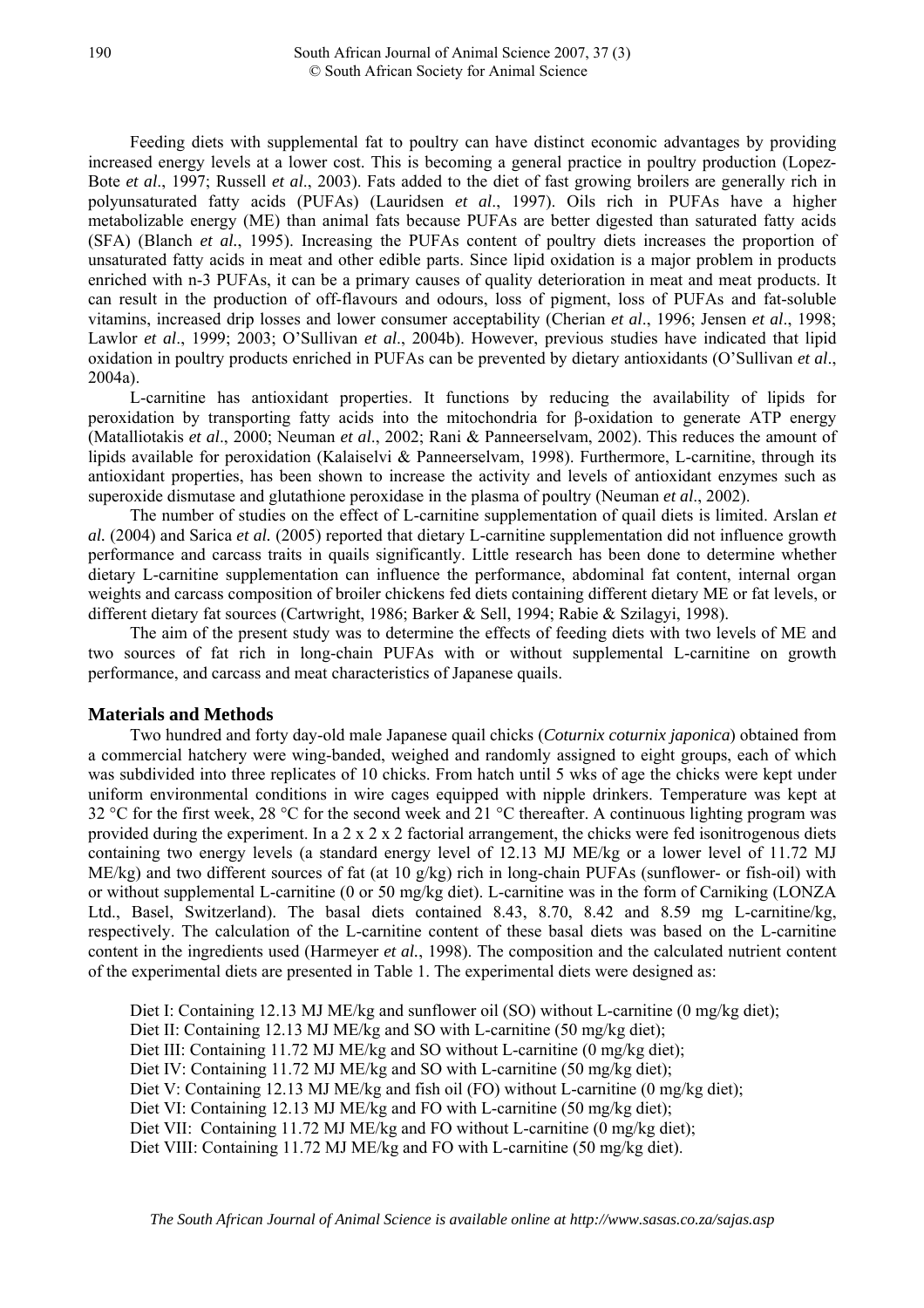Feeding diets with supplemental fat to poultry can have distinct economic advantages by providing increased energy levels at a lower cost. This is becoming a general practice in poultry production (Lopez-Bote *et al*., 1997; Russell *et al*., 2003). Fats added to the diet of fast growing broilers are generally rich in polyunsaturated fatty acids (PUFAs) (Lauridsen *et al*., 1997). Oils rich in PUFAs have a higher metabolizable energy (ME) than animal fats because PUFAs are better digested than saturated fatty acids (SFA) (Blanch *et al.*, 1995). Increasing the PUFAs content of poultry diets increases the proportion of unsaturated fatty acids in meat and other edible parts. Since lipid oxidation is a major problem in products enriched with n-3 PUFAs, it can be a primary causes of quality deterioration in meat and meat products. It can result in the production of off-flavours and odours, loss of pigment, loss of PUFAs and fat-soluble vitamins, increased drip losses and lower consumer acceptability (Cherian *et al*., 1996; Jensen *et al*., 1998; Lawlor *et al*., 1999; 2003; O'Sullivan *et al*., 2004b). However, previous studies have indicated that lipid oxidation in poultry products enriched in PUFAs can be prevented by dietary antioxidants (O'Sullivan *et al*., 2004a).

L-carnitine has antioxidant properties. It functions by reducing the availability of lipids for peroxidation by transporting fatty acids into the mitochondria for β-oxidation to generate ATP energy (Matalliotakis *et al*., 2000; Neuman *et al*., 2002; Rani & Panneerselvam, 2002). This reduces the amount of lipids available for peroxidation (Kalaiselvi & Panneerselvam, 1998). Furthermore, L-carnitine, through its antioxidant properties, has been shown to increase the activity and levels of antioxidant enzymes such as superoxide dismutase and glutathione peroxidase in the plasma of poultry (Neuman *et al*., 2002).

The number of studies on the effect of L-carnitine supplementation of quail diets is limited. Arslan *et al.* (2004) and Sarica *et al.* (2005) reported that dietary L-carnitine supplementation did not influence growth performance and carcass traits in quails significantly. Little research has been done to determine whether dietary L-carnitine supplementation can influence the performance, abdominal fat content, internal organ weights and carcass composition of broiler chickens fed diets containing different dietary ME or fat levels, or different dietary fat sources (Cartwright, 1986; Barker & Sell, 1994; Rabie & Szilagyi, 1998).

The aim of the present study was to determine the effects of feeding diets with two levels of ME and two sources of fat rich in long-chain PUFAs with or without supplemental L-carnitine on growth performance, and carcass and meat characteristics of Japanese quails.

## Materials and Methods

Two hundred and forty day-old male Japanese quail chicks (*Coturnix coturnix japonica*) obtained from a commercial hatchery were wing-banded, weighed and randomly assigned to eight groups, each of which was subdivided into three replicates of 10 chicks. From hatch until 5 wks of age the chicks were kept under uniform environmental conditions in wire cages equipped with nipple drinkers. Temperature was kept at 32 °C for the first week, 28 °C for the second week and 21 °C thereafter. A continuous lighting program was provided during the experiment. In a 2 x 2 x 2 factorial arrangement, the chicks were fed isonitrogenous diets containing two energy levels (a standard energy level of 12.13 MJ ME/kg or a lower level of 11.72 MJ ME/kg) and two different sources of fat (at 10 g/kg) rich in long-chain PUFAs (sunflower- or fish-oil) with or without supplemental L-carnitine (0 or 50 mg/kg diet). L-carnitine was in the form of Carniking (LONZA Ltd., Basel, Switzerland). The basal diets contained 8.43, 8.70, 8.42 and 8.59 mg L-carnitine/kg, respectively. The calculation of the L-carnitine content of these basal diets was based on the L-carnitine content in the ingredients used (Harmeyer *et al.*, 1998). The composition and the calculated nutrient content of the experimental diets are presented in Table 1. The experimental diets were designed as:

Diet I: Containing 12.13 MJ ME/kg and sunflower oil (SO) without L-carnitine (0 mg/kg diet);
Diet II: Containing 12.13 MJ ME/kg and SO with L-carnitine (50 mg/kg diet);
Diet III: Containing 11.72 MJ ME/kg and SO without L-carnitine (0 mg/kg diet);
Diet IV: Containing 11.72 MJ ME/kg and SO with L-carnitine (50 mg/kg diet);
Diet V: Containing 12.13 MJ ME/kg and fish oil (FO) without L-carnitine (0 mg/kg diet);
Diet VI: Containing 12.13 MJ ME/kg and FO with L-carnitine (50 mg/kg diet);
Diet VII: Containing 11.72 MJ ME/kg and FO without L-carnitine (0 mg/kg diet);
Diet VIII: Containing 11.72 MJ ME/kg and FO with L-carnitine (50 mg/kg diet).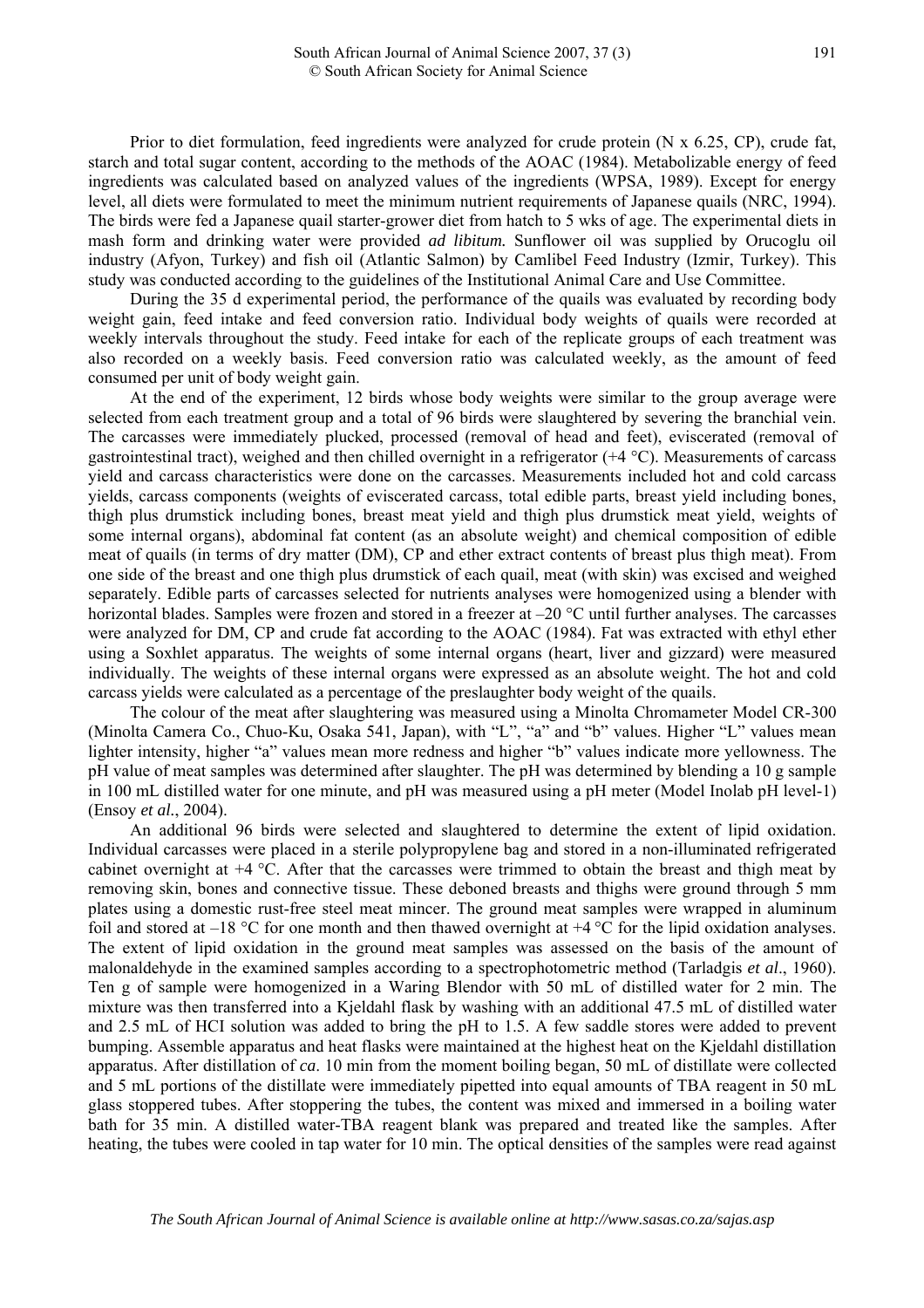Prior to diet formulation, feed ingredients were analyzed for crude protein (N x 6.25, CP), crude fat, starch and total sugar content, according to the methods of the AOAC (1984). Metabolizable energy of feed ingredients was calculated based on analyzed values of the ingredients (WPSA, 1989). Except for energy level, all diets were formulated to meet the minimum nutrient requirements of Japanese quails (NRC, 1994). The birds were fed a Japanese quail starter-grower diet from hatch to 5 wks of age. The experimental diets in mash form and drinking water were provided *ad libitum.* Sunflower oil was supplied by Orucoglu oil industry (Afyon, Turkey) and fish oil (Atlantic Salmon) by Camlibel Feed Industry (Izmir, Turkey). This study was conducted according to the guidelines of the Institutional Animal Care and Use Committee.

During the 35 d experimental period, the performance of the quails was evaluated by recording body weight gain, feed intake and feed conversion ratio. Individual body weights of quails were recorded at weekly intervals throughout the study. Feed intake for each of the replicate groups of each treatment was also recorded on a weekly basis. Feed conversion ratio was calculated weekly, as the amount of feed consumed per unit of body weight gain.

At the end of the experiment, 12 birds whose body weights were similar to the group average were selected from each treatment group and a total of 96 birds were slaughtered by severing the branchial vein. The carcasses were immediately plucked, processed (removal of head and feet), eviscerated (removal of gastrointestinal tract), weighed and then chilled overnight in a refrigerator (+4 °C). Measurements of carcass yield and carcass characteristics were done on the carcasses. Measurements included hot and cold carcass yields, carcass components (weights of eviscerated carcass, total edible parts, breast yield including bones, thigh plus drumstick including bones, breast meat yield and thigh plus drumstick meat yield, weights of some internal organs), abdominal fat content (as an absolute weight) and chemical composition of edible meat of quails (in terms of dry matter (DM), CP and ether extract contents of breast plus thigh meat). From one side of the breast and one thigh plus drumstick of each quail, meat (with skin) was excised and weighed separately. Edible parts of carcasses selected for nutrients analyses were homogenized using a blender with horizontal blades. Samples were frozen and stored in a freezer at –20 °C until further analyses. The carcasses were analyzed for DM, CP and crude fat according to the AOAC (1984). Fat was extracted with ethyl ether using a Soxhlet apparatus. The weights of some internal organs (heart, liver and gizzard) were measured individually. The weights of these internal organs were expressed as an absolute weight. The hot and cold carcass yields were calculated as a percentage of the preslaughter body weight of the quails.

The colour of the meat after slaughtering was measured using a Minolta Chromameter Model CR-300 (Minolta Camera Co., Chuo-Ku, Osaka 541, Japan), with "L", "a" and "b" values. Higher "L" values mean lighter intensity, higher "a" values mean more redness and higher "b" values indicate more yellowness. The pH value of meat samples was determined after slaughter. The pH was determined by blending a 10 g sample in 100 mL distilled water for one minute, and pH was measured using a pH meter (Model Inolab pH level-1) (Ensoy *et al.*, 2004).

An additional 96 birds were selected and slaughtered to determine the extent of lipid oxidation. Individual carcasses were placed in a sterile polypropylene bag and stored in a non-illuminated refrigerated cabinet overnight at +4 °C. After that the carcasses were trimmed to obtain the breast and thigh meat by removing skin, bones and connective tissue. These deboned breasts and thighs were ground through 5 mm plates using a domestic rust-free steel meat mincer. The ground meat samples were wrapped in aluminum foil and stored at –18 °C for one month and then thawed overnight at +4 °C for the lipid oxidation analyses. The extent of lipid oxidation in the ground meat samples was assessed on the basis of the amount of malonaldehyde in the examined samples according to a spectrophotometric method (Tarladgis *et al*., 1960). Ten g of sample were homogenized in a Waring Blendor with 50 mL of distilled water for 2 min. The mixture was then transferred into a Kjeldahl flask by washing with an additional 47.5 mL of distilled water and 2.5 mL of HCI solution was added to bring the pH to 1.5. A few saddle stores were added to prevent bumping. Assemble apparatus and heat flasks were maintained at the highest heat on the Kjeldahl distillation apparatus. After distillation of *ca*. 10 min from the moment boiling began, 50 mL of distillate were collected and 5 mL portions of the distillate were immediately pipetted into equal amounts of TBA reagent in 50 mL glass stoppered tubes. After stoppering the tubes, the content was mixed and immersed in a boiling water bath for 35 min. A distilled water-TBA reagent blank was prepared and treated like the samples. After heating, the tubes were cooled in tap water for 10 min. The optical densities of the samples were read against

*The South African Journal of Animal Science is available online at http://www.sasas.co.za/sajas.asp*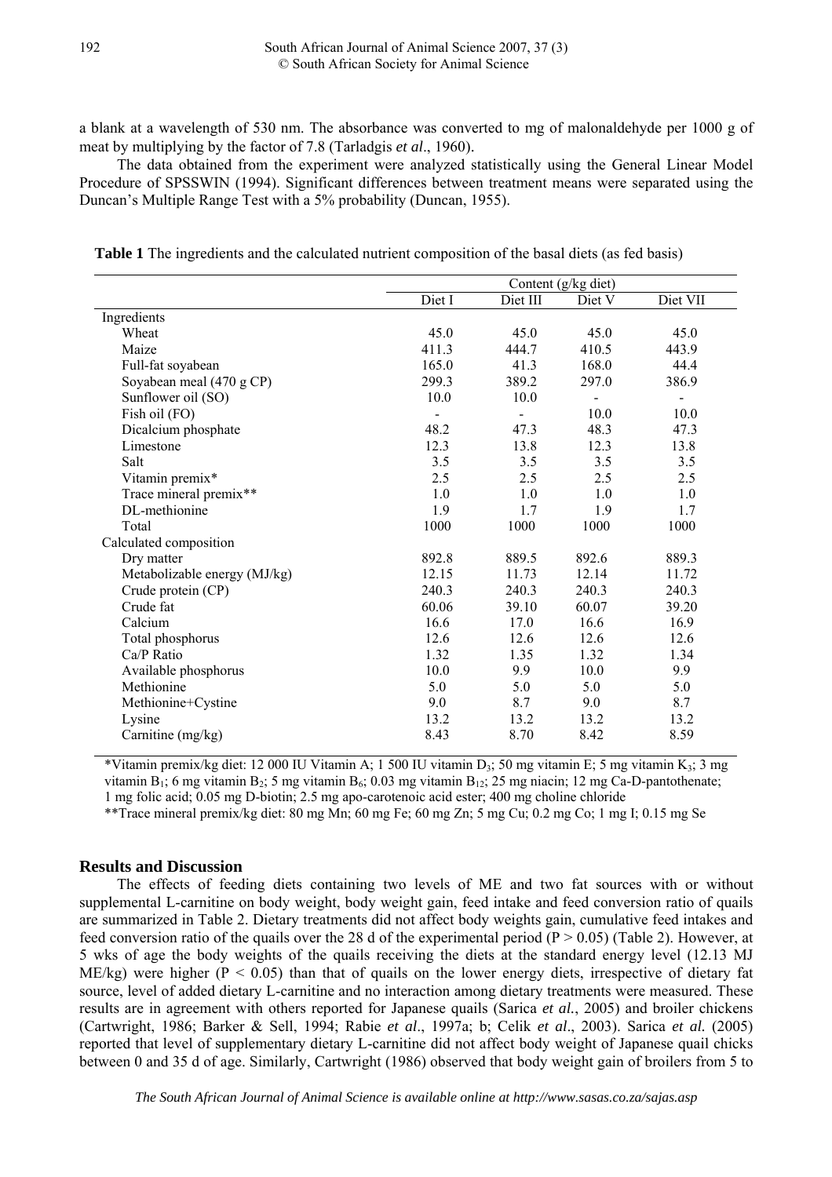a blank at a wavelength of 530 nm. The absorbance was converted to mg of malonaldehyde per 1000 g of meat by multiplying by the factor of 7.8 (Tarladgis *et al*., 1960).

The data obtained from the experiment were analyzed statistically using the General Linear Model Procedure of SPSSWIN (1994). Significant differences between treatment means were separated using the Duncan's Multiple Range Test with a 5% probability (Duncan, 1955).

**Table 1** The ingredients and the calculated nutrient composition of the basal diets (as fed basis)

| | Content (g/kg diet) | | | |
|---|---|---|---|---|
| | Diet I | Diet III | Diet V | Diet VII |
| Ingredients | | | | |
| Wheat | 45.0 | 45.0 | 45.0 | 45.0 |
| Maize | 411.3 | 444.7 | 410.5 | 443.9 |
| Full-fat soyabean | 165.0 | 41.3 | 168.0 | 44.4 |
| Soyabean meal (470 g CP) | 299.3 | 389.2 | 297.0 | 386.9 |
| Sunflower oil (SO) | 10.0 | 10.0 | - | - |
| Fish oil (FO) | - | - | 10.0 | 10.0 |
| Dicalcium phosphate | 48.2 | 47.3 | 48.3 | 47.3 |
| Limestone | 12.3 | 13.8 | 12.3 | 13.8 |
| Salt | 3.5 | 3.5 | 3.5 | 3.5 |
| Vitamin premix* | 2.5 | 2.5 | 2.5 | 2.5 |
| Trace mineral premix** | 1.0 | 1.0 | 1.0 | 1.0 |
| DL-methionine | 1.9 | 1.7 | 1.9 | 1.7 |
| Total | 1000 | 1000 | 1000 | 1000 |
| Calculated composition | | | | |
| Dry matter | 892.8 | 889.5 | 892.6 | 889.3 |
| Metabolizable energy (MJ/kg) | 12.15 | 11.73 | 12.14 | 11.72 |
| Crude protein (CP) | 240.3 | 240.3 | 240.3 | 240.3 |
| Crude fat | 60.06 | 39.10 | 60.07 | 39.20 |
| Calcium | 16.6 | 17.0 | 16.6 | 16.9 |
| Total phosphorus | 12.6 | 12.6 | 12.6 | 12.6 |
| Ca/P Ratio | 1.32 | 1.35 | 1.32 | 1.34 |
| Available phosphorus | 10.0 | 9.9 | 10.0 | 9.9 |
| Methionine | 5.0 | 5.0 | 5.0 | 5.0 |
| Methionine+Cystine | 9.0 | 8.7 | 9.0 | 8.7 |
| Lysine | 13.2 | 13.2 | 13.2 | 13.2 |
| Carnitine (mg/kg) | 8.43 | 8.70 | 8.42 | 8.59 |

*Vitamin premix/kg diet: 12 000 IU Vitamin A; 1 500 IU vitamin $D_3$; 50 mg vitamin E; 5 mg vitamin $K_3$; 3 mg vitamin $B_1$; 6 mg vitamin $B_2$; 5 mg vitamin $B_6$; 0.03 mg vitamin $B_{12}$; 25 mg niacin; 12 mg Ca-D-pantothenate; 1 mg folic acid; 0.05 mg D-biotin; 2.5 mg apo-carotenoic acid ester; 400 mg choline chloride

**Trace mineral premix/kg diet: 80 mg Mn; 60 mg Fe; 60 mg Zn; 5 mg Cu; 0.2 mg Co; 1 mg I; 0.15 mg Se

## Results and Discussion

The effects of feeding diets containing two levels of ME and two fat sources with or without supplemental L-carnitine on body weight, body weight gain, feed intake and feed conversion ratio of quails are summarized in Table 2. Dietary treatments did not affect body weights gain, cumulative feed intakes and feed conversion ratio of the quails over the 28 d of the experimental period ($P > 0.05$) (Table 2). However, at 5 wks of age the body weights of the quails receiving the diets at the standard energy level (12.13 MJ ME/kg) were higher ($P < 0.05$) than that of quails on the lower energy diets, irrespective of dietary fat source, level of added dietary L-carnitine and no interaction among dietary treatments were measured. These results are in agreement with others reported for Japanese quails (Sarica *et al.*, 2005) and broiler chickens (Cartwright, 1986; Barker & Sell, 1994; Rabie *et al*., 1997a; b; Celik *et al*., 2003). Sarica *et al.* (2005) reported that level of supplementary dietary L-carnitine did not affect body weight of Japanese quail chicks between 0 and 35 d of age. Similarly, Cartwright (1986) observed that body weight gain of broilers from 5 to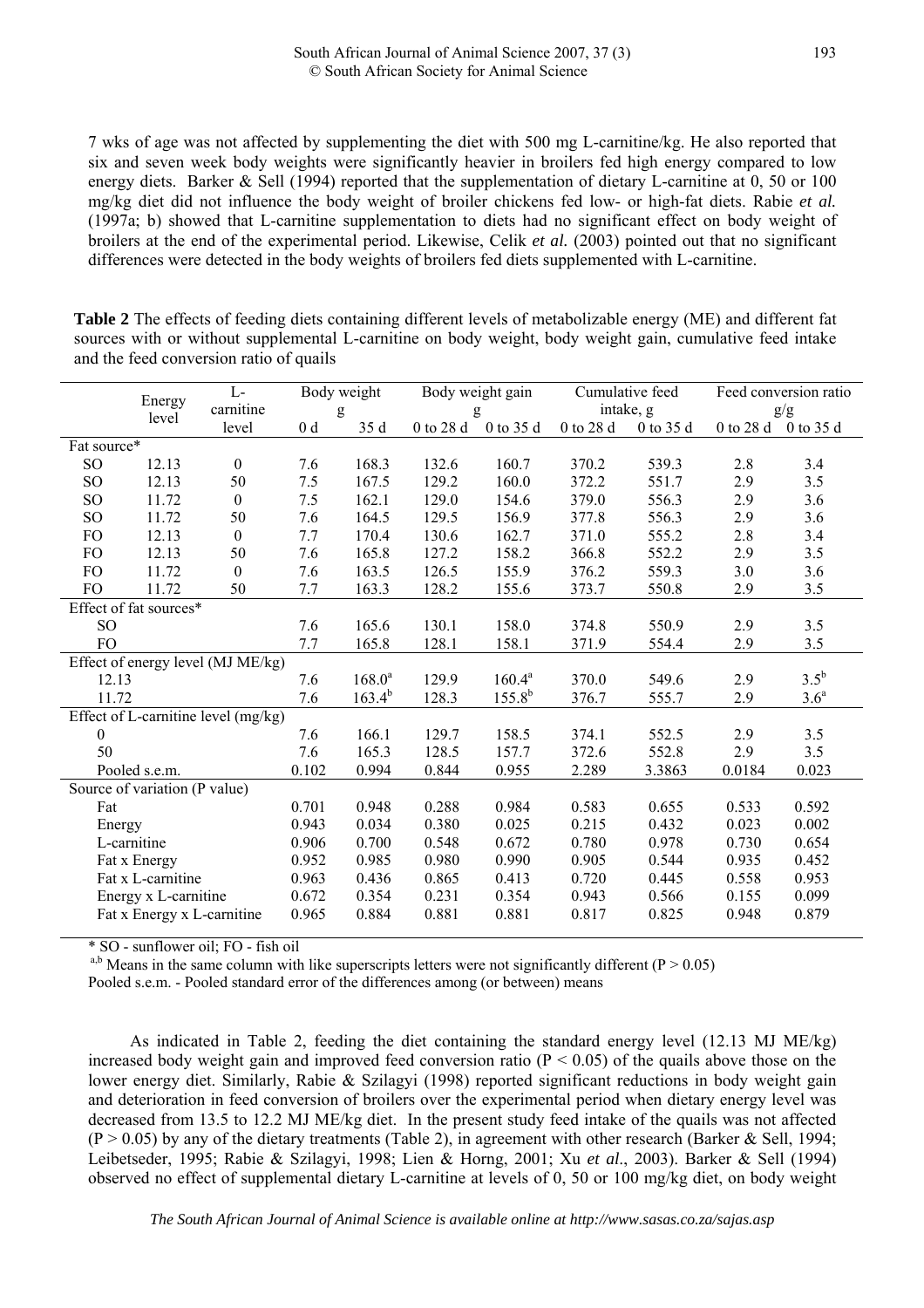7 wks of age was not affected by supplementing the diet with 500 mg L-carnitine/kg. He also reported that six and seven week body weights were significantly heavier in broilers fed high energy compared to low energy diets. Barker & Sell (1994) reported that the supplementation of dietary L-carnitine at 0, 50 or 100 mg/kg diet did not influence the body weight of broiler chickens fed low- or high-fat diets. Rabie *et al.* (1997a; b) showed that L-carnitine supplementation to diets had no significant effect on body weight of broilers at the end of the experimental period. Likewise, Celik *et al.* (2003) pointed out that no significant differences were detected in the body weights of broilers fed diets supplemented with L-carnitine.

**Table 2** The effects of feeding diets containing different levels of metabolizable energy (ME) and different fat sources with or without supplemental L-carnitine on body weight, body weight gain, cumulative feed intake and the feed conversion ratio of quails

| | Energy level | L-carnitine level | Body weight g | | Body weight gain g | | Cumulative feed intake, g | | Feed conversion ratio g/g | |
|---|---|---|---|---|---|---|---|---|---|---|
| | | | 0 d | 35 d | 0 to 28 d | 0 to 35 d | 0 to 28 d | 0 to 35 d | 0 to 28 d | 0 to 35 d |
| Fat source* | | | | | | | | | | |
| SO | 12.13 | 0 | 7.6 | 168.3 | 132.6 | 160.7 | 370.2 | 539.3 | 2.8 | 3.4 |
| SO | 12.13 | 50 | 7.5 | 167.5 | 129.2 | 160.0 | 372.2 | 551.7 | 2.9 | 3.5 |
| SO | 11.72 | 0 | 7.5 | 162.1 | 129.0 | 154.6 | 379.0 | 556.3 | 2.9 | 3.6 |
| SO | 11.72 | 50 | 7.6 | 164.5 | 129.5 | 156.9 | 377.8 | 556.3 | 2.9 | 3.6 |
| FO | 12.13 | 0 | 7.7 | 170.4 | 130.6 | 162.7 | 371.0 | 555.2 | 2.8 | 3.4 |
| FO | 12.13 | 50 | 7.6 | 165.8 | 127.2 | 158.2 | 366.8 | 552.2 | 2.9 | 3.5 |
| FO | 11.72 | 0 | 7.6 | 163.5 | 126.5 | 155.9 | 376.2 | 559.3 | 3.0 | 3.6 |
| FO | 11.72 | 50 | 7.7 | 163.3 | 128.2 | 155.6 | 373.7 | 550.8 | 2.9 | 3.5 |
| Effect of fat sources* | | | | | | | | | | |
| SO | | | 7.6 | 165.6 | 130.1 | 158.0 | 374.8 | 550.9 | 2.9 | 3.5 |
| FO | | | 7.7 | 165.8 | 128.1 | 158.1 | 371.9 | 554.4 | 2.9 | 3.5 |
| Effect of energy level (MJ ME/kg) | | | | | | | | | | |
| 12.13 | | | 7.6 | 168.0[a] | 129.9 | 160.4[a] | 370.0 | 549.6 | 2.9 | 3.5[b] |
| 11.72 | | | 7.6 | 163.4[b] | 128.3 | 155.8[b] | 376.7 | 555.7 | 2.9 | 3.6[a] |
| Effect of L-carnitine level (mg/kg) | | | | | | | | | | |
| 0 | | | 7.6 | 166.1 | 129.7 | 158.5 | 374.1 | 552.5 | 2.9 | 3.5 |
| 50 | | | 7.6 | 165.3 | 128.5 | 157.7 | 372.6 | 552.8 | 2.9 | 3.5 |
| Pooled s.e.m. | | | 0.102 | 0.994 | 0.844 | 0.955 | 2.289 | 3.3863 | 0.0184 | 0.023 |
| Source of variation (P value) | | | | | | | | | | |
| Fat | | | 0.701 | 0.948 | 0.288 | 0.984 | 0.583 | 0.655 | 0.533 | 0.592 |
| Energy | | | 0.943 | 0.034 | 0.380 | 0.025 | 0.215 | 0.432 | 0.023 | 0.002 |
| L-carnitine | | | 0.906 | 0.700 | 0.548 | 0.672 | 0.780 | 0.978 | 0.730 | 0.654 |
| Fat x Energy | | | 0.952 | 0.985 | 0.980 | 0.990 | 0.905 | 0.544 | 0.935 | 0.452 |
| Fat x L-carnitine | | | 0.963 | 0.436 | 0.865 | 0.413 | 0.720 | 0.445 | 0.558 | 0.953 |
| Energy x L-carnitine | | | 0.672 | 0.354 | 0.231 | 0.354 | 0.943 | 0.566 | 0.155 | 0.099 |
| Fat x Energy x L-carnitine | | | 0.965 | 0.884 | 0.881 | 0.881 | 0.817 | 0.825 | 0.948 | 0.879 |

\* SO - sunflower oil; FO - fish oil

[a,b] Means in the same column with like superscripts letters were not significantly different ($P > 0.05$)

Pooled s.e.m. - Pooled standard error of the differences among (or between) means

As indicated in Table 2, feeding the diet containing the standard energy level (12.13 MJ ME/kg) increased body weight gain and improved feed conversion ratio ($P < 0.05$) of the quails above those on the lower energy diet. Similarly, Rabie & Szilagyi (1998) reported significant reductions in body weight gain and deterioration in feed conversion of broilers over the experimental period when dietary energy level was decreased from 13.5 to 12.2 MJ ME/kg diet. In the present study feed intake of the quails was not affected ($P > 0.05$) by any of the dietary treatments (Table 2), in agreement with other research (Barker & Sell, 1994; Leibetseder, 1995; Rabie & Szilagyi, 1998; Lien & Horng, 2001; Xu *et al*., 2003). Barker & Sell (1994) observed no effect of supplemental dietary L-carnitine at levels of 0, 50 or 100 mg/kg diet, on body weight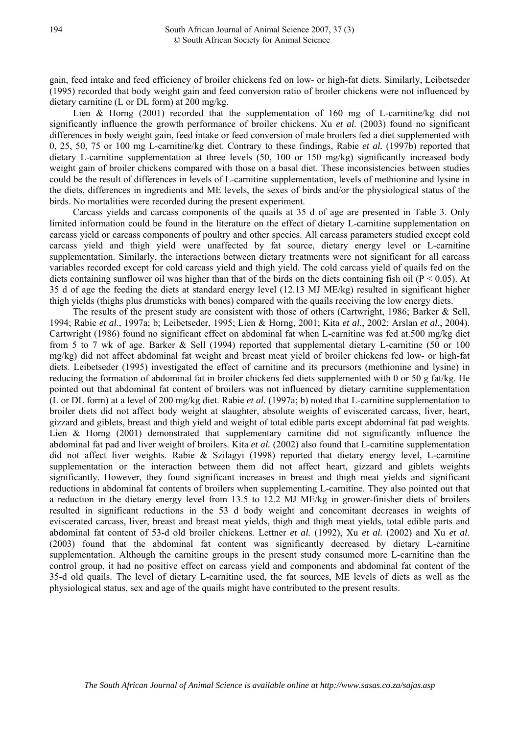gain, feed intake and feed efficiency of broiler chickens fed on low- or high-fat diets. Similarly, Leibetseder (1995) recorded that body weight gain and feed conversion ratio of broiler chickens were not influenced by dietary carnitine (L or DL form) at 200 mg/kg.

Lien & Horng (2001) recorded that the supplementation of 160 mg of L-carnitine/kg did not significantly influence the growth performance of broiler chickens. Xu *et al.* (2003) found no significant differences in body weight gain, feed intake or feed conversion of male broilers fed a diet supplemented with 0, 25, 50, 75 or 100 mg L-carnitine/kg diet. Contrary to these findings, Rabie *et al.* (1997b) reported that dietary L-carnitine supplementation at three levels (50, 100 or 150 mg/kg) significantly increased body weight gain of broiler chickens compared with those on a basal diet. These inconsistencies between studies could be the result of differences in levels of L-carnitine supplementation, levels of methionine and lysine in the diets, differences in ingredients and ME levels, the sexes of birds and/or the physiological status of the birds. No mortalities were recorded during the present experiment.

Carcass yields and carcass components of the quails at 35 d of age are presented in Table 3. Only limited information could be found in the literature on the effect of dietary L-carnitine supplementation on carcass yield or carcass components of poultry and other species. All carcass parameters studied except cold carcass yield and thigh yield were unaffected by fat source, dietary energy level or L-carnitine supplementation. Similarly, the interactions between dietary treatments were not significant for all carcass variables recorded except for cold carcass yield and thigh yield. The cold carcass yield of quails fed on the diets containing sunflower oil was higher than that of the birds on the diets containing fish oil ($P < 0.05$). At 35 d of age the feeding the diets at standard energy level (12.13 MJ ME/kg) resulted in significant higher thigh yields (thighs plus drumsticks with bones) compared with the quails receiving the low energy diets.

The results of the present study are consistent with those of others (Cartwright, 1986; Barker & Sell, 1994; Rabie *et al*., 1997a; b; Leibetseder, 1995; Lien & Horng, 2001; Kita *et al*., 2002; Arslan *et al*., 2004). Cartwright (1986) found no significant effect on abdominal fat when L-carnitine was fed at.500 mg/kg diet from 5 to 7 wk of age. Barker & Sell (1994) reported that supplemental dietary L-carnitine (50 or 100 mg/kg) did not affect abdominal fat weight and breast meat yield of broiler chickens fed low- or high-fat diets. Leibetseder (1995) investigated the effect of carnitine and its precursors (methionine and lysine) in reducing the formation of abdominal fat in broiler chickens fed diets supplemented with 0 or 50 g fat/kg. He pointed out that abdominal fat content of broilers was not influenced by dietary carnitine supplementation (L or DL form) at a level of 200 mg/kg diet. Rabie *et al.* (1997a; b) noted that L-carnitine supplementation to broiler diets did not affect body weight at slaughter, absolute weights of eviscerated carcass, liver, heart, gizzard and giblets, breast and thigh yield and weight of total edible parts except abdominal fat pad weights. Lien & Horng (2001) demonstrated that supplementary carnitine did not significantly influence the abdominal fat pad and liver weight of broilers. Kita *et al.* (2002) also found that L-carnitine supplementation did not affect liver weights. Rabie & Szilagyi (1998) reported that dietary energy level, L-carnitine supplementation or the interaction between them did not affect heart, gizzard and giblets weights significantly. However, they found significant increases in breast and thigh meat yields and significant reductions in abdominal fat contents of broilers when supplementing L-carnitine. They also pointed out that a reduction in the dietary energy level from 13.5 to 12.2 MJ ME/kg in grower-finisher diets of broilers resulted in significant reductions in the 53 d body weight and concomitant decreases in weights of eviscerated carcass, liver, breast and breast meat yields, thigh and thigh meat yields, total edible parts and abdominal fat content of 53-d old broiler chickens. Lettner *et al.* (1992), Xu *et al.* (2002) and Xu *et al.* (2003) found that the abdominal fat content was significantly decreased by dietary L-carnitine supplementation. Although the carnitine groups in the present study consumed more L-carnitine than the control group, it had no positive effect on carcass yield and components and abdominal fat content of the 35-d old quails. The level of dietary L-carnitine used, the fat sources, ME levels of diets as well as the physiological status, sex and age of the quails might have contributed to the present results.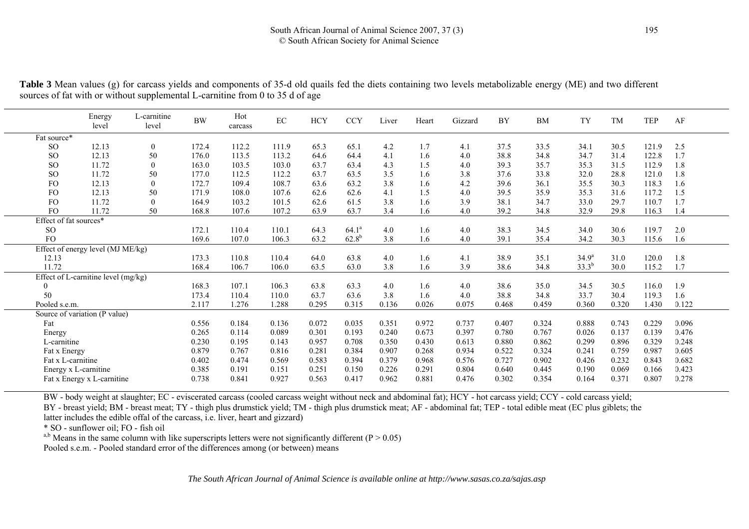**Table 3** Mean values (g) for carcass yields and components of 35-d old quails fed the diets containing two levels metabolizable energy (ME) and two different sources of fat with or without supplemental L-carnitine from 0 to 35 d of age

| | Energy level | L-carnitine level | BW | Hot carcass | EC | HCY | CCY | Liver | Heart | Gizzard | BY | BM | TY | TM | TEP | AF |
|---|---|---|---|---|---|---|---|---|---|---|---|---|---|---|---|---|
| Fat source* | | | | | | | | | | | | | | | | |
| SO | 12.13 | 0 | 172.4 | 112.2 | 111.9 | 65.3 | 65.1 | 4.2 | 1.7 | 4.1 | 37.5 | 33.5 | 34.1 | 30.5 | 121.9 | 2.5 |
| SO | 12.13 | 50 | 176.0 | 113.5 | 113.2 | 64.6 | 64.4 | 4.1 | 1.6 | 4.0 | 38.8 | 34.8 | 34.7 | 31.4 | 122.8 | 1.7 |
| SO | 11.72 | 0 | 163.0 | 103.5 | 103.0 | 63.7 | 63.4 | 4.3 | 1.5 | 4.0 | 39.3 | 35.7 | 35.3 | 31.5 | 112.9 | 1.8 |
| SO | 11.72 | 50 | 177.0 | 112.5 | 112.2 | 63.7 | 63.5 | 3.5 | 1.6 | 3.8 | 37.6 | 33.8 | 32.0 | 28.8 | 121.0 | 1.8 |
| FO | 12.13 | 0 | 172.7 | 109.4 | 108.7 | 63.6 | 63.2 | 3.8 | 1.6 | 4.2 | 39.6 | 36.1 | 35.5 | 30.3 | 118.3 | 1.6 |
| FO | 12.13 | 50 | 171.9 | 108.0 | 107.6 | 62.6 | 62.6 | 4.1 | 1.5 | 4.0 | 39.5 | 35.9 | 35.3 | 31.6 | 117.2 | 1.5 |
| FO | 11.72 | 0 | 164.9 | 103.2 | 101.5 | 62.6 | 61.5 | 3.8 | 1.6 | 3.9 | 38.1 | 34.7 | 33.0 | 29.7 | 110.7 | 1.7 |
| FO | 11.72 | 50 | 168.8 | 107.6 | 107.2 | 63.9 | 63.7 | 3.4 | 1.6 | 4.0 | 39.2 | 34.8 | 32.9 | 29.8 | 116.3 | 1.4 |
| Effect of fat sources* | | | | | | | | | | | | | | | | |
| SO | | | 172.1 | 110.4 | 110.1 | 64.3 | 64.1[a] | 4.0 | 1.6 | 4.0 | 38.3 | 34.5 | 34.0 | 30.6 | 119.7 | 2.0 |
| FO | | | 169.6 | 107.0 | 106.3 | 63.2 | 62.8[b] | 3.8 | 1.6 | 4.0 | 39.1 | 35.4 | 34.2 | 30.3 | 115.6 | 1.6 |
| Effect of energy level (MJ ME/kg) | | | | | | | | | | | | | | | | |
| 12.13 | | | 173.3 | 110.8 | 110.4 | 64.0 | 63.8 | 4.0 | 1.6 | 4.1 | 38.9 | 35.1 | 34.9[a] | 31.0 | 120.0 | 1.8 |
| 11.72 | | | 168.4 | 106.7 | 106.0 | 63.5 | 63.0 | 3.8 | 1.6 | 3.9 | 38.6 | 34.8 | 33.3[b] | 30.0 | 115.2 | 1.7 |
| Effect of L-carnitine level (mg/kg) | | | | | | | | | | | | | | | | |
| 0 | | | 168.3 | 107.1 | 106.3 | 63.8 | 63.3 | 4.0 | 1.6 | 4.0 | 38.6 | 35.0 | 34.5 | 30.5 | 116.0 | 1.9 |
| 50 | | | 173.4 | 110.4 | 110.0 | 63.7 | 63.6 | 3.8 | 1.6 | 4.0 | 38.8 | 34.8 | 33.7 | 30.4 | 119.3 | 1.6 |
| Pooled s.e.m. | | | 2.117 | 1.276 | 1.288 | 0.295 | 0.315 | 0.136 | 0.026 | 0.075 | 0.468 | 0.459 | 0.360 | 0.320 | 1.430 | 0.122 |
| Source of variation (P value) | | | | | | | | | | | | | | | | |
| Fat | | | 0.556 | 0.184 | 0.136 | 0.072 | 0.035 | 0.351 | 0.972 | 0.737 | 0.407 | 0.324 | 0.888 | 0.743 | 0.229 | 0.096 |
| Energy | | | 0.265 | 0.114 | 0.089 | 0.301 | 0.193 | 0.240 | 0.673 | 0.397 | 0.780 | 0.767 | 0.026 | 0.137 | 0.139 | 0.476 |
| L-carnitine | | | 0.230 | 0.195 | 0.143 | 0.957 | 0.708 | 0.350 | 0.430 | 0.613 | 0.880 | 0.862 | 0.299 | 0.896 | 0.329 | 0.248 |
| Fat x Energy | | | 0.879 | 0.767 | 0.816 | 0.281 | 0.384 | 0.907 | 0.268 | 0.934 | 0.522 | 0.324 | 0.241 | 0.759 | 0.987 | 0.605 |
| Fat x L-carnitine | | | 0.402 | 0.474 | 0.569 | 0.583 | 0.394 | 0.379 | 0.968 | 0.576 | 0.727 | 0.902 | 0.426 | 0.232 | 0.843 | 0.682 |
| Energy x L-carnitine | | | 0.385 | 0.191 | 0.151 | 0.251 | 0.150 | 0.226 | 0.291 | 0.804 | 0.640 | 0.445 | 0.190 | 0.069 | 0.166 | 0.423 |
| Fat x Energy x L-carnitine | | | 0.738 | 0.841 | 0.927 | 0.563 | 0.417 | 0.962 | 0.881 | 0.476 | 0.302 | 0.354 | 0.164 | 0.371 | 0.807 | 0.278 |

BW - body weight at slaughter; EC - eviscerated carcass (cooled carcass weight without neck and abdominal fat); HCY - hot carcass yield; CCY - cold carcass yield; BY - breast yield; BM - breast meat; TY - thigh plus drumstick yield; TM - thigh plus drumstick meat; AF - abdominal fat; TEP - total edible meat (EC plus giblets; the latter includes the edible offal of the carcass, i.e. liver, heart and gizzard)

* SO - sunflower oil; FO - fish oil

[a,b] Means in the same column with like superscripts letters were not significantly different (P > 0.05)

Pooled s.e.m. - Pooled standard error of the differences among (or between) means

*The South African Journal of Animal Science is available online at http://www.sasas.co.za/sajas.asp*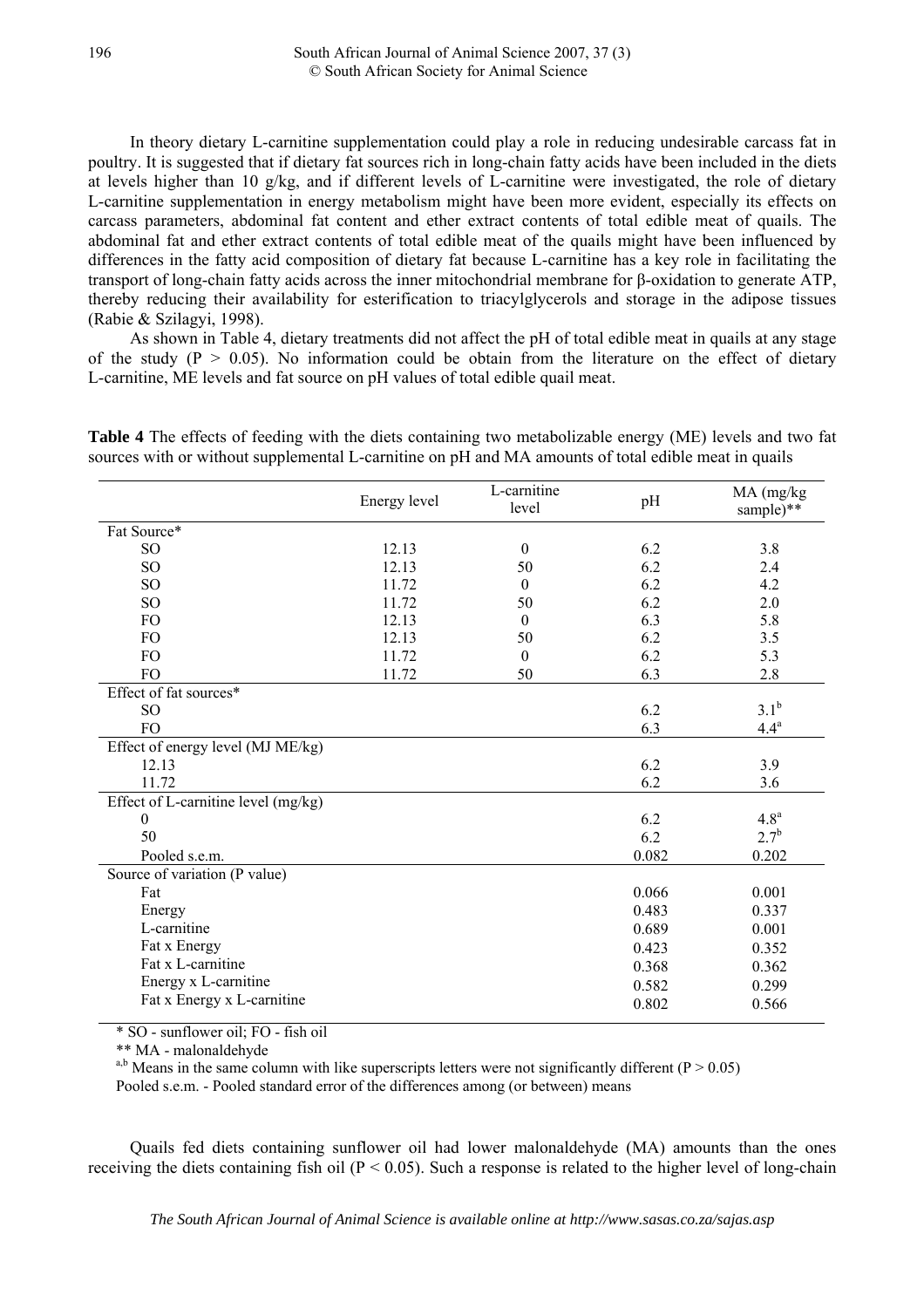In theory dietary L-carnitine supplementation could play a role in reducing undesirable carcass fat in poultry. It is suggested that if dietary fat sources rich in long-chain fatty acids have been included in the diets at levels higher than 10 g/kg, and if different levels of L-carnitine were investigated, the role of dietary L-carnitine supplementation in energy metabolism might have been more evident, especially its effects on carcass parameters, abdominal fat content and ether extract contents of total edible meat of quails. The abdominal fat and ether extract contents of total edible meat of the quails might have been influenced by differences in the fatty acid composition of dietary fat because L-carnitine has a key role in facilitating the transport of long-chain fatty acids across the inner mitochondrial membrane for β-oxidation to generate ATP, thereby reducing their availability for esterification to triacylglycerols and storage in the adipose tissues (Rabie & Szilagyi, 1998).

As shown in Table 4, dietary treatments did not affect the pH of total edible meat in quails at any stage of the study ($P > 0.05$). No information could be obtain from the literature on the effect of dietary L-carnitine, ME levels and fat source on pH values of total edible quail meat.

**Table 4** The effects of feeding with the diets containing two metabolizable energy (ME) levels and two fat sources with or without supplemental L-carnitine on pH and MA amounts of total edible meat in quails

| | Energy level | L-carnitine level | pH | MA (mg/kg sample)** |
|---|---|---|---|---|
| Fat Source* | | | | |
| SO | 12.13 | 0 | 6.2 | 3.8 |
| SO | 12.13 | 50 | 6.2 | 2.4 |
| SO | 11.72 | 0 | 6.2 | 4.2 |
| SO | 11.72 | 50 | 6.2 | 2.0 |
| FO | 12.13 | 0 | 6.3 | 5.8 |
| FO | 12.13 | 50 | 6.2 | 3.5 |
| FO | 11.72 | 0 | 6.2 | 5.3 |
| FO | 11.72 | 50 | 6.3 | 2.8 |
| Effect of fat sources* | | | | |
| SO | | | 6.2 | $3.1^b$ |
| FO | | | 6.3 | $4.4^a$ |
| Effect of energy level (MJ ME/kg) | | | | |
| 12.13 | | | 6.2 | 3.9 |
| 11.72 | | | 6.2 | 3.6 |
| Effect of L-carnitine level (mg/kg) | | | | |
| 0 | | | 6.2 | $4.8^a$ |
| 50 | | | 6.2 | $2.7^b$ |
| Pooled s.e.m. | | | 0.082 | 0.202 |
| Source of variation (P value) | | | | |
| Fat | | | 0.066 | 0.001 |
| Energy | | | 0.483 | 0.337 |
| L-carnitine | | | 0.689 | 0.001 |
| Fat x Energy | | | 0.423 | 0.352 |
| Fat x L-carnitine | | | 0.368 | 0.362 |
| Energy x L-carnitine | | | 0.582 | 0.299 |
| Fat x Energy x L-carnitine | | | 0.802 | 0.566 |

\* SO - sunflower oil; FO - fish oil

\*\* MA - malonaldehyde

$^{a,b}$ Means in the same column with like superscripts letters were not significantly different ($P > 0.05$)

Pooled s.e.m. - Pooled standard error of the differences among (or between) means

Quails fed diets containing sunflower oil had lower malonaldehyde (MA) amounts than the ones receiving the diets containing fish oil ($P < 0.05$). Such a response is related to the higher level of long-chain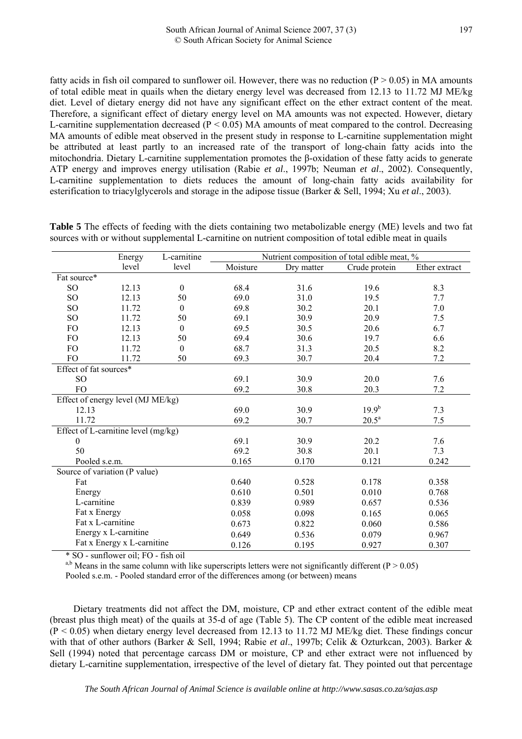fatty acids in fish oil compared to sunflower oil. However, there was no reduction ($P > 0.05$) in MA amounts of total edible meat in quails when the dietary energy level was decreased from 12.13 to 11.72 MJ ME/kg diet. Level of dietary energy did not have any significant effect on the ether extract content of the meat. Therefore, a significant effect of dietary energy level on MA amounts was not expected. However, dietary L-carnitine supplementation decreased ($P < 0.05$) MA amounts of meat compared to the control. Decreasing MA amounts of edible meat observed in the present study in response to L-carnitine supplementation might be attributed at least partly to an increased rate of the transport of long-chain fatty acids into the mitochondria. Dietary L-carnitine supplementation promotes the β-oxidation of these fatty acids to generate ATP energy and improves energy utilisation (Rabie *et al*., 1997b; Neuman *et al*., 2002). Consequently, L-carnitine supplementation to diets reduces the amount of long-chain fatty acids availability for esterification to triacylglycerols and storage in the adipose tissue (Barker & Sell, 1994; Xu *et al*., 2003).

**Table 5** The effects of feeding with the diets containing two metabolizable energy (ME) levels and two fat sources with or without supplemental L-carnitine on nutrient composition of total edible meat in quails

| | Energy level | L-carnitine level | Nutrient composition of total edible meat, % | | | |
|---|---|---|---|---|---|---|
| | | | Moisture | Dry matter | Crude protein | Ether extract |
| Fat source* | | | | | | |
| SO | 12.13 | 0 | 68.4 | 31.6 | 19.6 | 8.3 |
| SO | 12.13 | 50 | 69.0 | 31.0 | 19.5 | 7.7 |
| SO | 11.72 | 0 | 69.8 | 30.2 | 20.1 | 7.0 |
| SO | 11.72 | 50 | 69.1 | 30.9 | 20.9 | 7.5 |
| FO | 12.13 | 0 | 69.5 | 30.5 | 20.6 | 6.7 |
| FO | 12.13 | 50 | 69.4 | 30.6 | 19.7 | 6.6 |
| FO | 11.72 | 0 | 68.7 | 31.3 | 20.5 | 8.2 |
| FO | 11.72 | 50 | 69.3 | 30.7 | 20.4 | 7.2 |
| Effect of fat sources* | | | | | | |
| SO | | | 69.1 | 30.9 | 20.0 | 7.6 |
| FO | | | 69.2 | 30.8 | 20.3 | 7.2 |
| Effect of energy level (MJ ME/kg) | | | | | | |
| 12.13 | | | 69.0 | 30.9 | 19.9[b] | 7.3 |
| 11.72 | | | 69.2 | 30.7 | 20.5[a] | 7.5 |
| Effect of L-carnitine level (mg/kg) | | | | | | |
| 0 | | | 69.1 | 30.9 | 20.2 | 7.6 |
| 50 | | | 69.2 | 30.8 | 20.1 | 7.3 |
| Pooled s.e.m. | | | 0.165 | 0.170 | 0.121 | 0.242 |
| Source of variation (P value) | | | | | | |
| Fat | | | 0.640 | 0.528 | 0.178 | 0.358 |
| Energy | | | 0.610 | 0.501 | 0.010 | 0.768 |
| L-carnitine | | | 0.839 | 0.989 | 0.657 | 0.536 |
| Fat x Energy | | | 0.058 | 0.098 | 0.165 | 0.065 |
| Fat x L-carnitine | | | 0.673 | 0.822 | 0.060 | 0.586 |
| Energy x L-carnitine | | | 0.649 | 0.536 | 0.079 | 0.967 |
| Fat x Energy x L-carnitine | | | 0.126 | 0.195 | 0.927 | 0.307 |

\* SO - sunflower oil; FO - fish oil

[a,b] Means in the same column with like superscripts letters were not significantly different ($P > 0.05$)

Pooled s.e.m. - Pooled standard error of the differences among (or between) means

Dietary treatments did not affect the DM, moisture, CP and ether extract content of the edible meat (breast plus thigh meat) of the quails at 35-d of age (Table 5). The CP content of the edible meat increased ($P < 0.05$) when dietary energy level decreased from 12.13 to 11.72 MJ ME/kg diet. These findings concur with that of other authors (Barker & Sell, 1994; Rabie *et al*., 1997b; Celik & Ozturkcan, 2003). Barker & Sell (1994) noted that percentage carcass DM or moisture, CP and ether extract were not influenced by dietary L-carnitine supplementation, irrespective of the level of dietary fat. They pointed out that percentage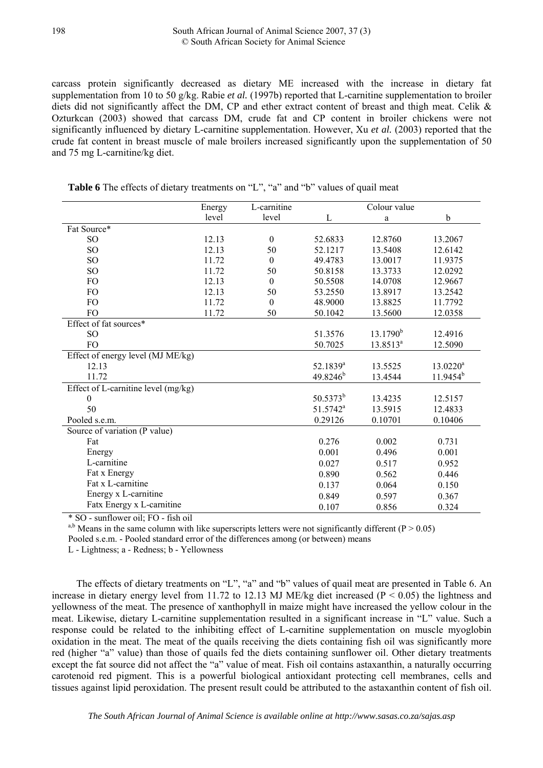carcass protein significantly decreased as dietary ME increased with the increase in dietary fat supplementation from 10 to 50 g/kg. Rabie *et al.* (1997b) reported that L-carnitine supplementation to broiler diets did not significantly affect the DM, CP and ether extract content of breast and thigh meat. Celik & Ozturkcan (2003) showed that carcass DM, crude fat and CP content in broiler chickens were not significantly influenced by dietary L-carnitine supplementation. However, Xu *et al.* (2003) reported that the crude fat content in breast muscle of male broilers increased significantly upon the supplementation of 50 and 75 mg L-carnitine/kg diet.

**Table 6** The effects of dietary treatments on "L", "a" and "b" values of quail meat

| | Energy level | L-carnitine level | Colour value | | |
|---|---|---|---|---|---|
| | | | L | a | b |
| Fat Source* | | | | | |
| SO | 12.13 | 0 | 52.6833 | 12.8760 | 13.2067 |
| SO | 12.13 | 50 | 52.1217 | 13.5408 | 12.6142 |
| SO | 11.72 | 0 | 49.4783 | 13.0017 | 11.9375 |
| SO | 11.72 | 50 | 50.8158 | 13.3733 | 12.0292 |
| FO | 12.13 | 0 | 50.5508 | 14.0708 | 12.9667 |
| FO | 12.13 | 50 | 53.2550 | 13.8917 | 13.2542 |
| FO | 11.72 | 0 | 48.9000 | 13.8825 | 11.7792 |
| FO | 11.72 | 50 | 50.1042 | 13.5600 | 12.0358 |
| Effect of fat sources* | | | | | |
| SO | | | 51.3576 | 13.1790[b] | 12.4916 |
| FO | | | 50.7025 | 13.8513[a] | 12.5090 |
| Effect of energy level (MJ ME/kg) | | | | | |
| 12.13 | | | 52.1839[a] | 13.5525 | 13.0220[a] |
| 11.72 | | | 49.8246[b] | 13.4544 | 11.9454[b] |
| Effect of L-carnitine level (mg/kg) | | | | | |
| 0 | | | 50.5373[b] | 13.4235 | 12.5157 |
| 50 | | | 51.5742[a] | 13.5915 | 12.4833 |
| Pooled s.e.m. | | | 0.29126 | 0.10701 | 0.10406 |
| Source of variation (P value) | | | | | |
| Fat | | | 0.276 | 0.002 | 0.731 |
| Energy | | | 0.001 | 0.496 | 0.001 |
| L-carnitine | | | 0.027 | 0.517 | 0.952 |
| Fat x Energy | | | 0.890 | 0.562 | 0.446 |
| Fat x L-carnitine | | | 0.137 | 0.064 | 0.150 |
| Energy x L-carnitine | | | 0.849 | 0.597 | 0.367 |
| Fatx Energy x L-carnitine | | | 0.107 | 0.856 | 0.324 |

\* SO - sunflower oil; FO - fish oil

[a,b] Means in the same column with like superscripts letters were not significantly different ($P > 0.05$)

Pooled s.e.m. - Pooled standard error of the differences among (or between) means

L - Lightness; a - Redness; b - Yellowness

The effects of dietary treatments on "L", "a" and "b" values of quail meat are presented in Table 6. An increase in dietary energy level from 11.72 to 12.13 MJ ME/kg diet increased ($P < 0.05$) the lightness and yellowness of the meat. The presence of xanthophyll in maize might have increased the yellow colour in the meat. Likewise, dietary L-carnitine supplementation resulted in a significant increase in "L" value. Such a response could be related to the inhibiting effect of L-carnitine supplementation on muscle myoglobin oxidation in the meat. The meat of the quails receiving the diets containing fish oil was significantly more red (higher "a" value) than those of quails fed the diets containing sunflower oil. Other dietary treatments except the fat source did not affect the "a" value of meat. Fish oil contains astaxanthin, a naturally occurring carotenoid red pigment. This is a powerful biological antioxidant protecting cell membranes, cells and tissues against lipid peroxidation. The present result could be attributed to the astaxanthin content of fish oil.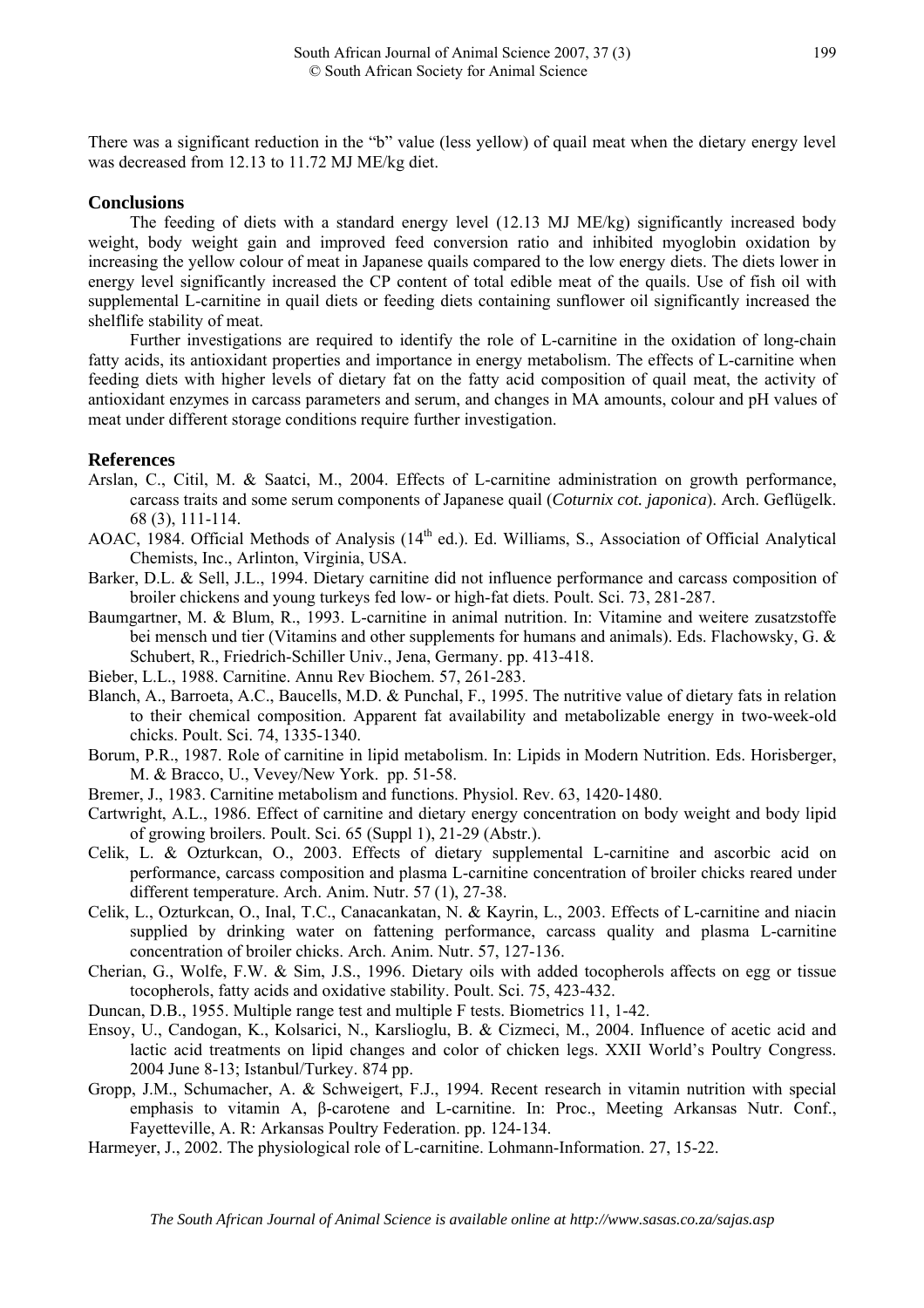There was a significant reduction in the "b" value (less yellow) of quail meat when the dietary energy level was decreased from 12.13 to 11.72 MJ ME/kg diet.

## Conclusions

The feeding of diets with a standard energy level (12.13 MJ ME/kg) significantly increased body weight, body weight gain and improved feed conversion ratio and inhibited myoglobin oxidation by increasing the yellow colour of meat in Japanese quails compared to the low energy diets. The diets lower in energy level significantly increased the CP content of total edible meat of the quails. Use of fish oil with supplemental L-carnitine in quail diets or feeding diets containing sunflower oil significantly increased the shelflife stability of meat.

Further investigations are required to identify the role of L-carnitine in the oxidation of long-chain fatty acids, its antioxidant properties and importance in energy metabolism. The effects of L-carnitine when feeding diets with higher levels of dietary fat on the fatty acid composition of quail meat, the activity of antioxidant enzymes in carcass parameters and serum, and changes in MA amounts, colour and pH values of meat under different storage conditions require further investigation.

## References

Arslan, C., Citil, M. & Saatci, M., 2004. Effects of L-carnitine administration on growth performance, carcass traits and some serum components of Japanese quail (*Coturnix cot. japonica*). Arch. Geflügelk. 68 (3), 111-114.

AOAC, 1984. Official Methods of Analysis (14th ed.). Ed. Williams, S., Association of Official Analytical Chemists, Inc., Arlinton, Virginia, USA.

Barker, D.L. & Sell, J.L., 1994. Dietary carnitine did not influence performance and carcass composition of broiler chickens and young turkeys fed low- or high-fat diets. Poult. Sci. 73, 281-287.

Baumgartner, M. & Blum, R., 1993. L-carnitine in animal nutrition. In: Vitamine and weitere zusatzstoffe bei mensch und tier (Vitamins and other supplements for humans and animals). Eds. Flachowsky, G. & Schubert, R., Friedrich-Schiller Univ., Jena, Germany. pp. 413-418.

Bieber, L.L., 1988. Carnitine. Annu Rev Biochem. 57, 261-283.

Blanch, A., Barroeta, A.C., Baucells, M.D. & Punchal, F., 1995. The nutritive value of dietary fats in relation to their chemical composition. Apparent fat availability and metabolizable energy in two-week-old chicks. Poult. Sci. 74, 1335-1340.

Borum, P.R., 1987. Role of carnitine in lipid metabolism. In: Lipids in Modern Nutrition. Eds. Horisberger, M. & Bracco, U., Vevey/New York. pp. 51-58.

Bremer, J., 1983. Carnitine metabolism and functions. Physiol. Rev. 63, 1420-1480.

Cartwright, A.L., 1986. Effect of carnitine and dietary energy concentration on body weight and body lipid of growing broilers. Poult. Sci. 65 (Suppl 1), 21-29 (Abstr.).

Celik, L. & Ozturkcan, O., 2003. Effects of dietary supplemental L-carnitine and ascorbic acid on performance, carcass composition and plasma L-carnitine concentration of broiler chicks reared under different temperature. Arch. Anim. Nutr. 57 (1), 27-38.

Celik, L., Ozturkcan, O., Inal, T.C., Canacankatan, N. & Kayrin, L., 2003. Effects of L-carnitine and niacin supplied by drinking water on fattening performance, carcass quality and plasma L-carnitine concentration of broiler chicks. Arch. Anim. Nutr. 57, 127-136.

Cherian, G., Wolfe, F.W. & Sim, J.S., 1996. Dietary oils with added tocopherols affects on egg or tissue tocopherols, fatty acids and oxidative stability. Poult. Sci. 75, 423-432.

Duncan, D.B., 1955. Multiple range test and multiple F tests. Biometrics 11, 1-42.

Ensoy, U., Candogan, K., Kolsarici, N., Karslioglu, B. & Cizmeci, M., 2004. Influence of acetic acid and lactic acid treatments on lipid changes and color of chicken legs. XXII World's Poultry Congress. 2004 June 8-13; Istanbul/Turkey. 874 pp.

Gropp, J.M., Schumacher, A. & Schweigert, F.J., 1994. Recent research in vitamin nutrition with special emphasis to vitamin A, β-carotene and L-carnitine. In: Proc., Meeting Arkansas Nutr. Conf., Fayetteville, A. R: Arkansas Poultry Federation. pp. 124-134.

Harmeyer, J., 2002. The physiological role of L-carnitine. Lohmann-Information. 27, 15-22.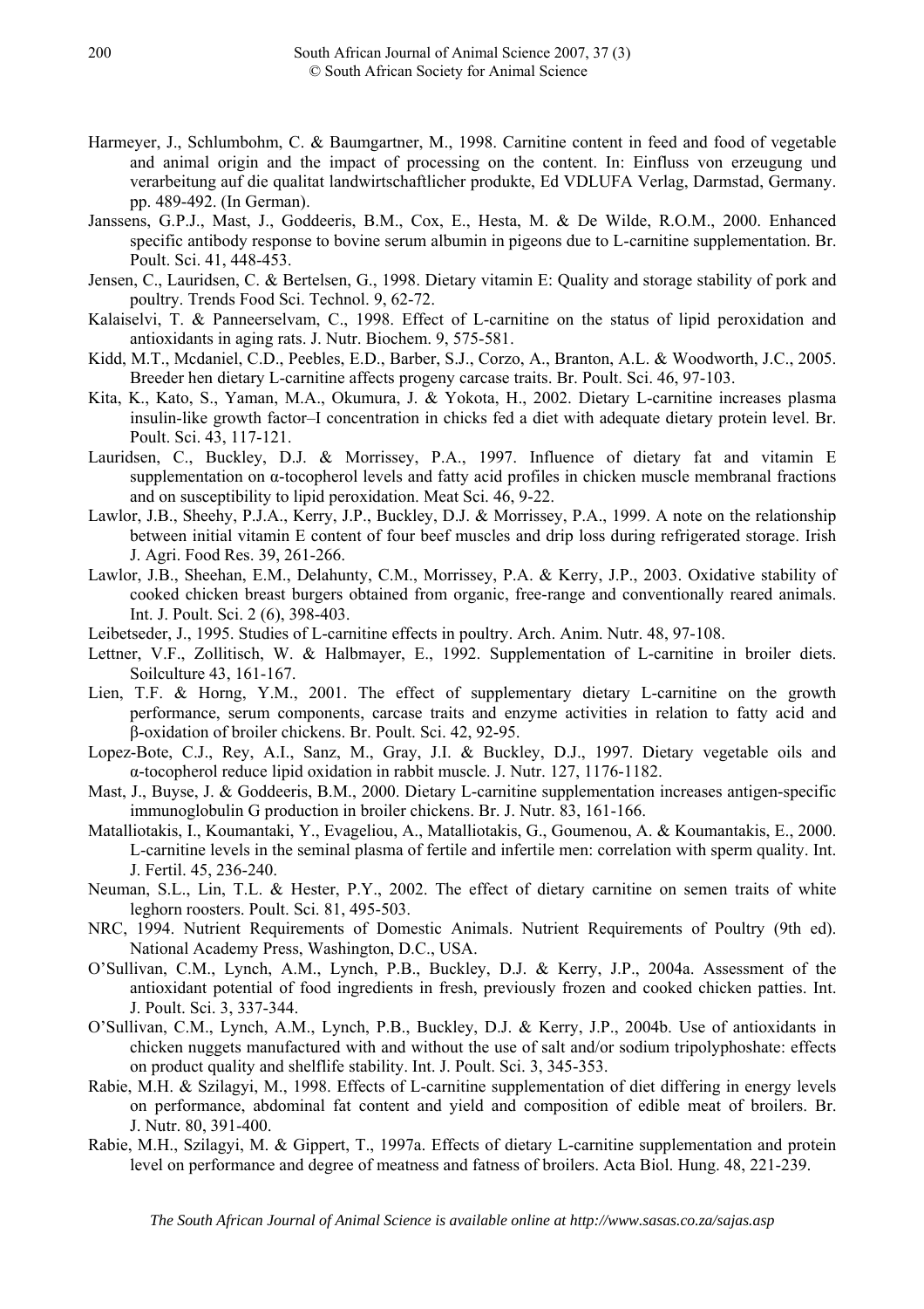Harmeyer, J., Schlumbohm, C. & Baumgartner, M., 1998. Carnitine content in feed and food of vegetable and animal origin and the impact of processing on the content. In: Einfluss von erzeugung und verarbeitung auf die qualitat landwirtschaftlicher produkte, Ed VDLUFA Verlag, Darmstad, Germany. pp. 489-492. (In German).

Janssens, G.P.J., Mast, J., Goddeeris, B.M., Cox, E., Hesta, M. & De Wilde, R.O.M., 2000. Enhanced specific antibody response to bovine serum albumin in pigeons due to L-carnitine supplementation. Br. Poult. Sci. 41, 448-453.

Jensen, C., Lauridsen, C. & Bertelsen, G., 1998. Dietary vitamin E: Quality and storage stability of pork and poultry. Trends Food Sci. Technol. 9, 62-72.

Kalaiselvi, T. & Panneerselvam, C., 1998. Effect of L-carnitine on the status of lipid peroxidation and antioxidants in aging rats. J. Nutr. Biochem. 9, 575-581.

Kidd, M.T., Mcdaniel, C.D., Peebles, E.D., Barber, S.J., Corzo, A., Branton, A.L. & Woodworth, J.C., 2005. Breeder hen dietary L-carnitine affects progeny carcase traits. Br. Poult. Sci. 46, 97-103.

Kita, K., Kato, S., Yaman, M.A., Okumura, J. & Yokota, H., 2002. Dietary L-carnitine increases plasma insulin-like growth factor–I concentration in chicks fed a diet with adequate dietary protein level. Br. Poult. Sci. 43, 117-121.

Lauridsen, C., Buckley, D.J. & Morrissey, P.A., 1997. Influence of dietary fat and vitamin E supplementation on α-tocopherol levels and fatty acid profiles in chicken muscle membranal fractions and on susceptibility to lipid peroxidation. Meat Sci. 46, 9-22.

Lawlor, J.B., Sheehy, P.J.A., Kerry, J.P., Buckley, D.J. & Morrissey, P.A., 1999. A note on the relationship between initial vitamin E content of four beef muscles and drip loss during refrigerated storage. Irish J. Agri. Food Res. 39, 261-266.

Lawlor, J.B., Sheehan, E.M., Delahunty, C.M., Morrissey, P.A. & Kerry, J.P., 2003. Oxidative stability of cooked chicken breast burgers obtained from organic, free-range and conventionally reared animals. Int. J. Poult. Sci. 2 (6), 398-403.

Leibetseder, J., 1995. Studies of L-carnitine effects in poultry. Arch. Anim. Nutr. 48, 97-108.

Lettner, V.F., Zollitisch, W. & Halbmayer, E., 1992. Supplementation of L-carnitine in broiler diets. Soilculture 43, 161-167.

Lien, T.F. & Horng, Y.M., 2001. The effect of supplementary dietary L-carnitine on the growth performance, serum components, carcase traits and enzyme activities in relation to fatty acid and β-oxidation of broiler chickens. Br. Poult. Sci. 42, 92-95.

Lopez-Bote, C.J., Rey, A.I., Sanz, M., Gray, J.I. & Buckley, D.J., 1997. Dietary vegetable oils and α-tocopherol reduce lipid oxidation in rabbit muscle. J. Nutr. 127, 1176-1182.

Mast, J., Buyse, J. & Goddeeris, B.M., 2000. Dietary L-carnitine supplementation increases antigen-specific immunoglobulin G production in broiler chickens. Br. J. Nutr. 83, 161-166.

Matalliotakis, I., Koumantaki, Y., Evageliou, A., Matalliotakis, G., Goumenou, A. & Koumantakis, E., 2000. L-carnitine levels in the seminal plasma of fertile and infertile men: correlation with sperm quality. Int. J. Fertil. 45, 236-240.

Neuman, S.L., Lin, T.L. & Hester, P.Y., 2002. The effect of dietary carnitine on semen traits of white leghorn roosters. Poult. Sci. 81, 495-503.

NRC, 1994. Nutrient Requirements of Domestic Animals. Nutrient Requirements of Poultry (9th ed). National Academy Press, Washington, D.C., USA.

O'Sullivan, C.M., Lynch, A.M., Lynch, P.B., Buckley, D.J. & Kerry, J.P., 2004a. Assessment of the antioxidant potential of food ingredients in fresh, previously frozen and cooked chicken patties. Int. J. Poult. Sci. 3, 337-344.

O'Sullivan, C.M., Lynch, A.M., Lynch, P.B., Buckley, D.J. & Kerry, J.P., 2004b. Use of antioxidants in chicken nuggets manufactured with and without the use of salt and/or sodium tripolyphoshate: effects on product quality and shelflife stability. Int. J. Poult. Sci. 3, 345-353.

Rabie, M.H. & Szilagyi, M., 1998. Effects of L-carnitine supplementation of diet differing in energy levels on performance, abdominal fat content and yield and composition of edible meat of broilers. Br. J. Nutr. 80, 391-400.

Rabie, M.H., Szilagyi, M. & Gippert, T., 1997a. Effects of dietary L-carnitine supplementation and protein level on performance and degree of meatness and fatness of broilers. Acta Biol. Hung. 48, 221-239.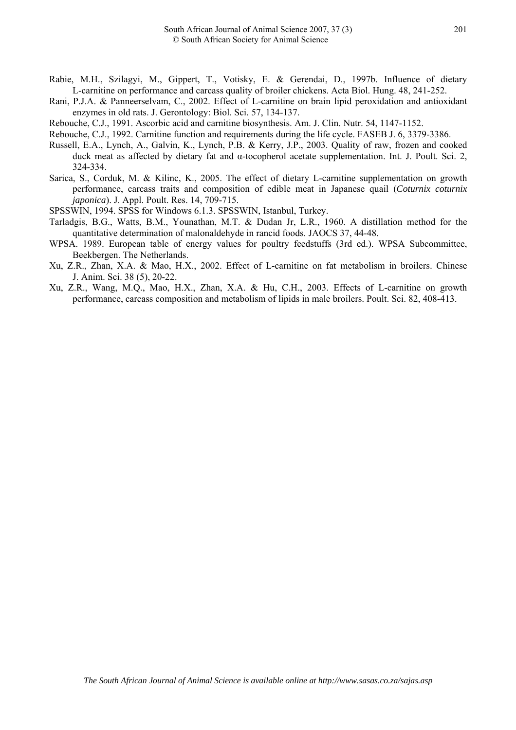Rabie, M.H., Szilagyi, M., Gippert, T., Votisky, E. & Gerendai, D., 1997b. Influence of dietary L-carnitine on performance and carcass quality of broiler chickens. Acta Biol. Hung. 48, 241-252.

Rani, P.J.A. & Panneerselvam, C., 2002. Effect of L-carnitine on brain lipid peroxidation and antioxidant enzymes in old rats. J. Gerontology: Biol. Sci. 57, 134-137.

Rebouche, C.J., 1991. Ascorbic acid and carnitine biosynthesis. Am. J. Clin. Nutr. 54, 1147-1152.

Rebouche, C.J., 1992. Carnitine function and requirements during the life cycle. FASEB J. 6, 3379-3386.

Russell, E.A., Lynch, A., Galvin, K., Lynch, P.B. & Kerry, J.P., 2003. Quality of raw, frozen and cooked duck meat as affected by dietary fat and α-tocopherol acetate supplementation. Int. J. Poult. Sci. 2, 324-334.

Sarica, S., Corduk, M. & Kilinc, K., 2005. The effect of dietary L-carnitine supplementation on growth performance, carcass traits and composition of edible meat in Japanese quail (*Coturnix coturnix japonica*). J. Appl. Poult. Res. 14, 709-715.

SPSSWIN, 1994. SPSS for Windows 6.1.3. SPSSWIN, Istanbul, Turkey.

Tarladgis, B.G., Watts, B.M., Younathan, M.T. & Dudan Jr, L.R., 1960. A distillation method for the quantitative determination of malonaldehyde in rancid foods. JAOCS 37, 44-48.

WPSA. 1989. European table of energy values for poultry feedstuffs (3rd ed.). WPSA Subcommittee, Beekbergen. The Netherlands.

Xu, Z.R., Zhan, X.A. & Mao, H.X., 2002. Effect of L-carnitine on fat metabolism in broilers. Chinese J. Anim. Sci. 38 (5), 20-22.

Xu, Z.R., Wang, M.Q., Mao, H.X., Zhan, X.A. & Hu, C.H., 2003. Effects of L-carnitine on growth performance, carcass composition and metabolism of lipids in male broilers. Poult. Sci. 82, 408-413.